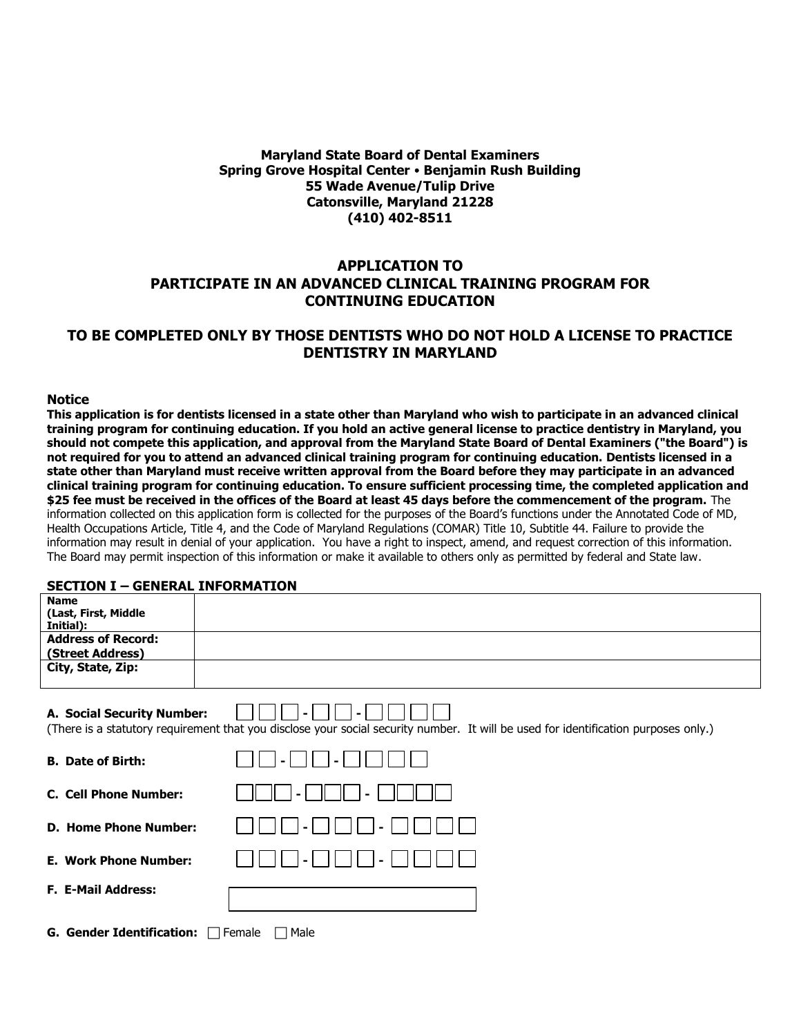**Maryland State Board of Dental Examiners**
**Spring Grove Hospital Center • Benjamin Rush Building**
**55 Wade Avenue/Tulip Drive**
**Catonsville, Maryland 21228**
**(410) 402-8511**

# APPLICATION TO PARTICIPATE IN AN ADVANCED CLINICAL TRAINING PROGRAM FOR CONTINUING EDUCATION

## TO BE COMPLETED ONLY BY THOSE DENTISTS WHO DO NOT HOLD A LICENSE TO PRACTICE DENTISTRY IN MARYLAND

### Notice

**This application is for dentists licensed in a state other than Maryland who wish to participate in an advanced clinical training program for continuing education. If you hold an active general license to practice dentistry in Maryland, you should not compete this application, and approval from the Maryland State Board of Dental Examiners ("the Board") is not required for you to attend an advanced clinical training program for continuing education. Dentists licensed in a state other than Maryland must receive written approval from the Board before they may participate in an advanced clinical training program for continuing education. To ensure sufficient processing time, the completed application and $25 fee must be received in the offices of the Board at least 45 days before the commencement of the program.** The information collected on this application form is collected for the purposes of the Board's functions under the Annotated Code of MD, Health Occupations Article, Title 4, and the Code of Maryland Regulations (COMAR) Title 10, Subtitle 44. Failure to provide the information may result in denial of your application. You have a right to inspect, amend, and request correction of this information. The Board may permit inspection of this information or make it available to others only as permitted by federal and State law.

### SECTION I – GENERAL INFORMATION

| | |
|---|---|
| **Name (Last, First, Middle Initial):** | |
| **Address of Record: (Street Address)** | |
| **City, State, Zip:** | |

**A. Social Security Number:** ☐☐☐-☐☐-☐☐☐☐

(There is a statutory requirement that you disclose your social security number. It will be used for identification purposes only.)

**B. Date of Birth:** ☐☐-☐☐-☐☐☐☐

**C. Cell Phone Number:** ☐☐☐-☐☐☐-☐☐☐☐

**D. Home Phone Number:** ☐☐☐-☐☐☐-☐☐☐☐

**E. Work Phone Number:** ☐☐☐-☐☐☐-☐☐☐☐

**F. E-Mail Address:** ____________________

**G. Gender Identification:** ☐ Female ☐ Male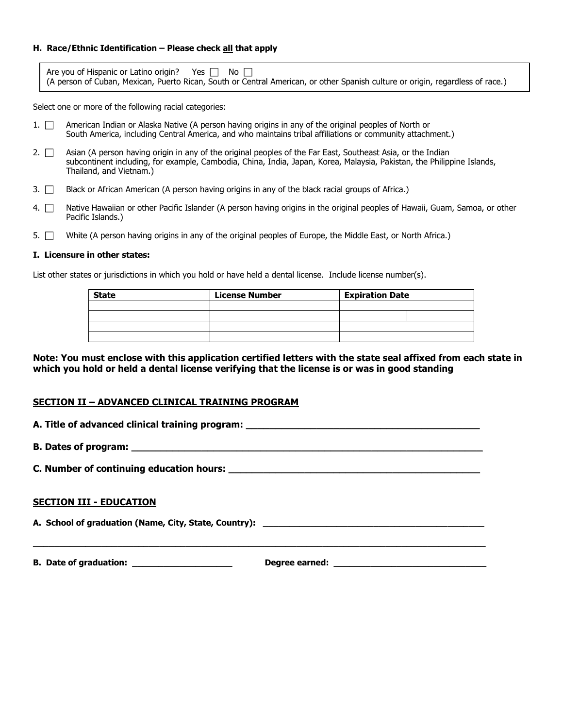**H. Race/Ethnic Identification – Please check all that apply**

Are you of Hispanic or Latino origin? Yes ☐ No ☐
(A person of Cuban, Mexican, Puerto Rican, South or Central American, or other Spanish culture or origin, regardless of race.)

Select one or more of the following racial categories:

1. ☐ American Indian or Alaska Native (A person having origins in any of the original peoples of North or South America, including Central America, and who maintains tribal affiliations or community attachment.)
2. ☐ Asian (A person having origin in any of the original peoples of the Far East, Southeast Asia, or the Indian subcontinent including, for example, Cambodia, China, India, Japan, Korea, Malaysia, Pakistan, the Philippine Islands, Thailand, and Vietnam.)
3. ☐ Black or African American (A person having origins in any of the black racial groups of Africa.)
4. ☐ Native Hawaiian or other Pacific Islander (A person having origins in the original peoples of Hawaii, Guam, Samoa, or other Pacific Islands.)
5. ☐ White (A person having origins in any of the original peoples of Europe, the Middle East, or North Africa.)

**I. Licensure in other states:**

List other states or jurisdictions in which you hold or have held a dental license. Include license number(s).

| State | License Number | Expiration Date |
|---|---|---|
| | | |
| | | |
| | | |
| | | |

**Note: You must enclose with this application certified letters with the state seal affixed from each state in which you hold or held a dental license verifying that the license is or was in good standing**

## SECTION II – ADVANCED CLINICAL TRAINING PROGRAM

**A. Title of advanced clinical training program: ___________________________________________**

**B. Dates of program: ___________________________________________________________________**

**C. Number of continuing education hours: _______________________________________________**

## SECTION III - EDUCATION

**A. School of graduation (Name, City, State, Country): ___________________________________________**

**_____________________________________________________________________________________________**

**B. Date of graduation: ____________________** **Degree earned: ______________________________**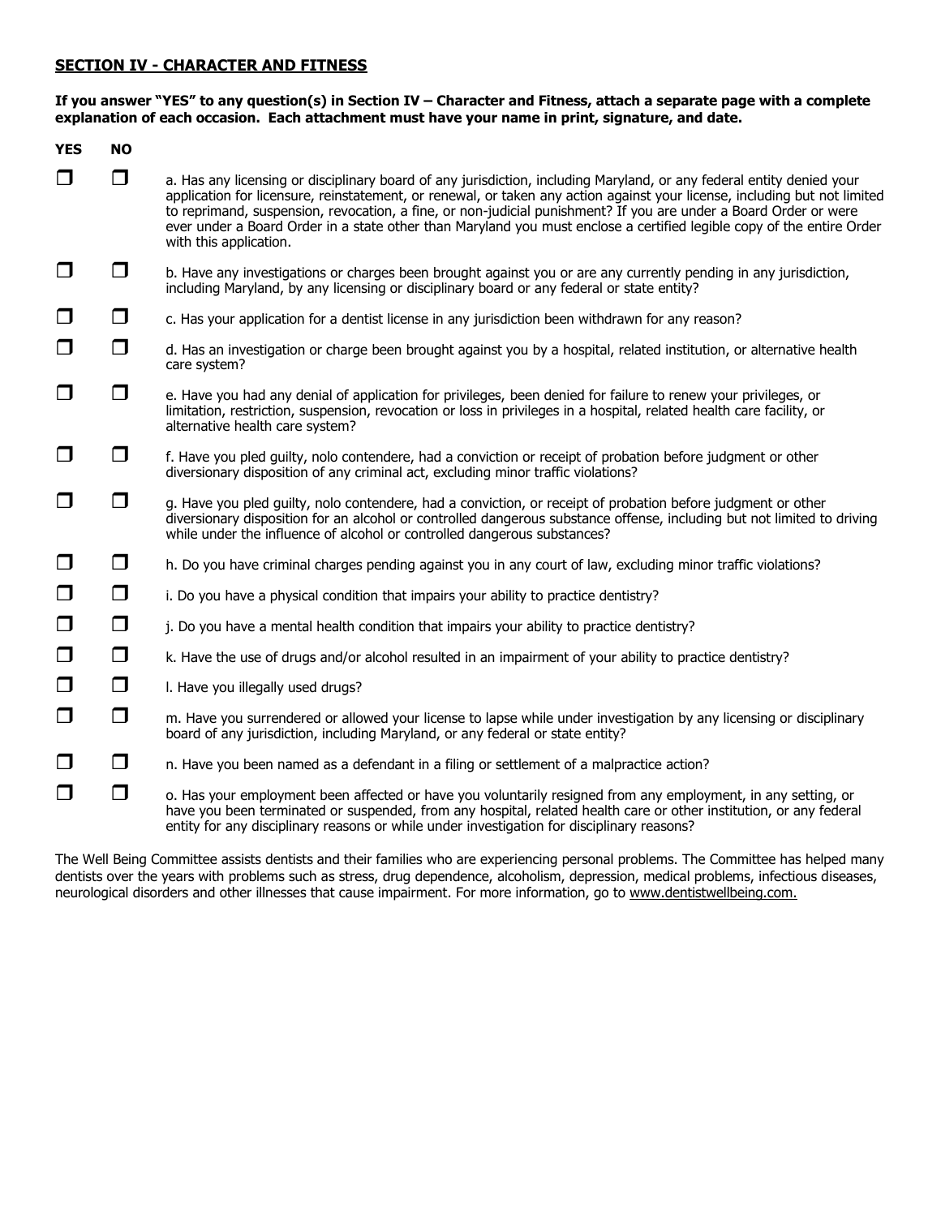## SECTION IV - CHARACTER AND FITNESS

**If you answer "YES" to any question(s) in Section IV – Character and Fitness, attach a separate page with a complete explanation of each occasion. Each attachment must have your name in print, signature, and date.**

| YES | NO | |
|---|---|---|
| ☐ | ☐ | a. Has any licensing or disciplinary board of any jurisdiction, including Maryland, or any federal entity denied your application for licensure, reinstatement, or renewal, or taken any action against your license, including but not limited to reprimand, suspension, revocation, a fine, or non-judicial punishment? If you are under a Board Order or were ever under a Board Order in a state other than Maryland you must enclose a certified legible copy of the entire Order with this application. |
| ☐ | ☐ | b. Have any investigations or charges been brought against you or are any currently pending in any jurisdiction, including Maryland, by any licensing or disciplinary board or any federal or state entity? |
| ☐ | ☐ | c. Has your application for a dentist license in any jurisdiction been withdrawn for any reason? |
| ☐ | ☐ | d. Has an investigation or charge been brought against you by a hospital, related institution, or alternative health care system? |
| ☐ | ☐ | e. Have you had any denial of application for privileges, been denied for failure to renew your privileges, or limitation, restriction, suspension, revocation or loss in privileges in a hospital, related health care facility, or alternative health care system? |
| ☐ | ☐ | f. Have you pled guilty, nolo contendere, had a conviction or receipt of probation before judgment or other diversionary disposition of any criminal act, excluding minor traffic violations? |
| ☐ | ☐ | g. Have you pled guilty, nolo contendere, had a conviction, or receipt of probation before judgment or other diversionary disposition for an alcohol or controlled dangerous substance offense, including but not limited to driving while under the influence of alcohol or controlled dangerous substances? |
| ☐ | ☐ | h. Do you have criminal charges pending against you in any court of law, excluding minor traffic violations? |
| ☐ | ☐ | i. Do you have a physical condition that impairs your ability to practice dentistry? |
| ☐ | ☐ | j. Do you have a mental health condition that impairs your ability to practice dentistry? |
| ☐ | ☐ | k. Have the use of drugs and/or alcohol resulted in an impairment of your ability to practice dentistry? |
| ☐ | ☐ | l. Have you illegally used drugs? |
| ☐ | ☐ | m. Have you surrendered or allowed your license to lapse while under investigation by any licensing or disciplinary board of any jurisdiction, including Maryland, or any federal or state entity? |
| ☐ | ☐ | n. Have you been named as a defendant in a filing or settlement of a malpractice action? |
| ☐ | ☐ | o. Has your employment been affected or have you voluntarily resigned from any employment, in any setting, or have you been terminated or suspended, from any hospital, related health care or other institution, or any federal entity for any disciplinary reasons or while under investigation for disciplinary reasons? |

The Well Being Committee assists dentists and their families who are experiencing personal problems. The Committee has helped many dentists over the years with problems such as stress, drug dependence, alcoholism, depression, medical problems, infectious diseases, neurological disorders and other illnesses that cause impairment. For more information, go to www.dentistwellbeing.com.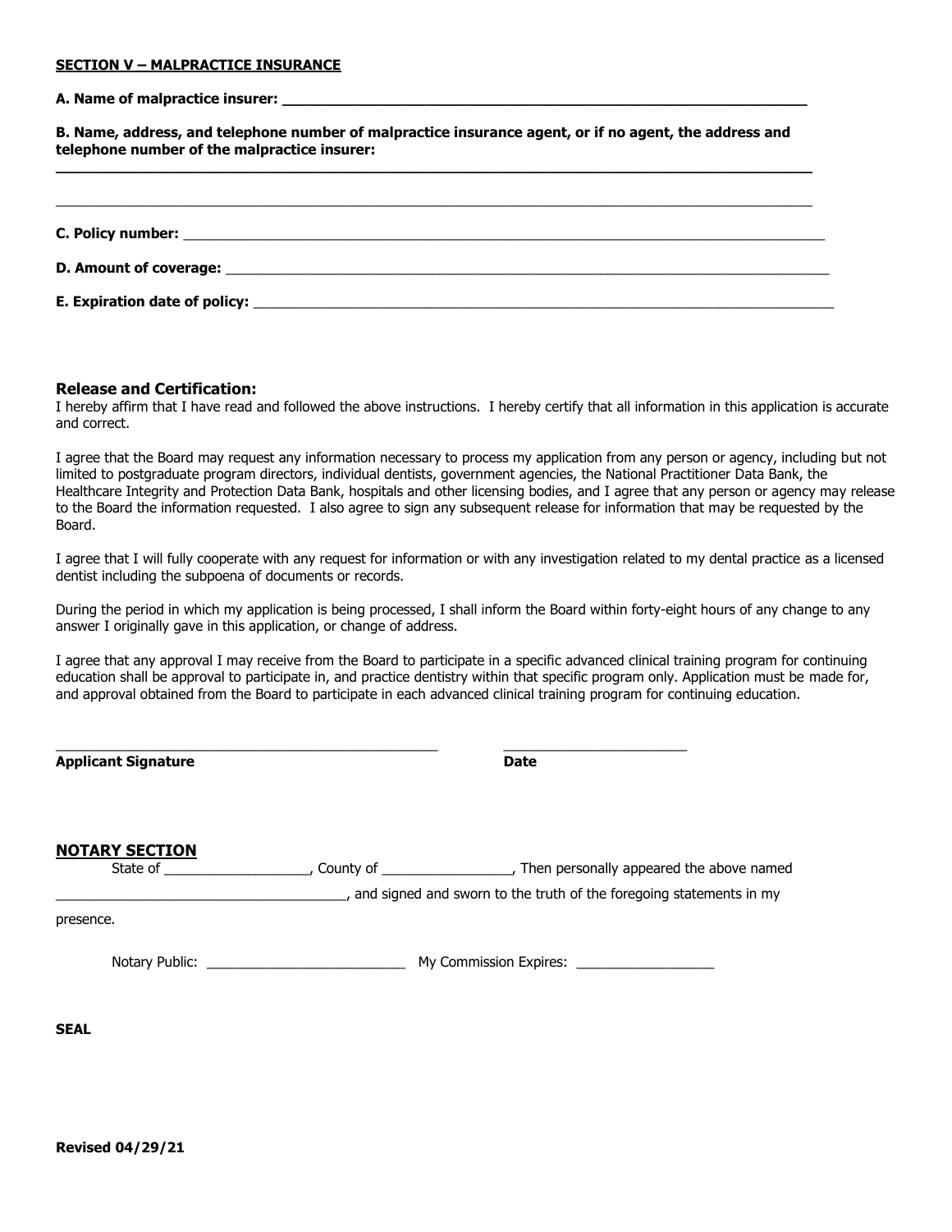**SECTION V – MALPRACTICE INSURANCE**

**A. Name of malpractice insurer:** ____________________________________________________________________

**B. Name, address, and telephone number of malpractice insurance agent, or if no agent, the address and telephone number of the malpractice insurer:**

______________________________________________________________________________________________

______________________________________________________________________________________________

**C. Policy number:** ______________________________________________________________________________

**D. Amount of coverage:** __________________________________________________________________________

**E. Expiration date of policy:** ______________________________________________________________________

### Release and Certification:

I hereby affirm that I have read and followed the above instructions. I hereby certify that all information in this application is accurate and correct.

I agree that the Board may request any information necessary to process my application from any person or agency, including but not limited to postgraduate program directors, individual dentists, government agencies, the National Practitioner Data Bank, the Healthcare Integrity and Protection Data Bank, hospitals and other licensing bodies, and I agree that any person or agency may release to the Board the information requested. I also agree to sign any subsequent release for information that may be requested by the Board.

I agree that I will fully cooperate with any request for information or with any investigation related to my dental practice as a licensed dentist including the subpoena of documents or records.

During the period in which my application is being processed, I shall inform the Board within forty-eight hours of any change to any answer I originally gave in this application, or change of address.

I agree that any approval I may receive from the Board to participate in a specific advanced clinical training program for continuing education shall be approval to participate in, and practice dentistry within that specific program only. Application must be made for, and approval obtained from the Board to participate in each advanced clinical training program for continuing education.

__________________________________________________ ________________________

**Applicant Signature** **Date**

**NOTARY SECTION**

State of ___________________, County of _________________, Then personally appeared the above named _______________________________________, and signed and sworn to the truth of the foregoing statements in my presence.

Notary Public: __________________________ My Commission Expires: __________________

**SEAL**

**Revised 04/29/21**